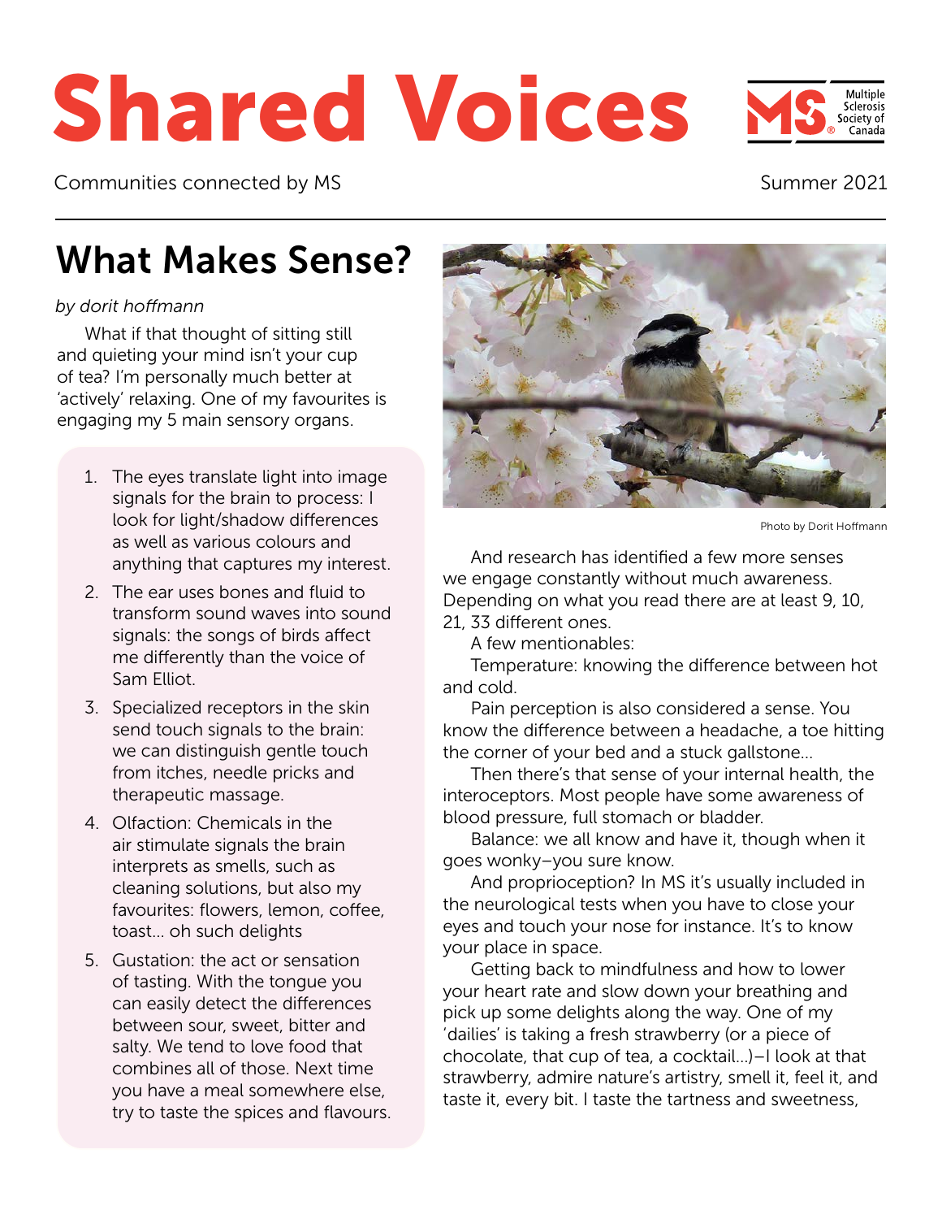# Shared Voices

Communities connected by MS

Summer 2021

## What Makes Sense?

*by dorit hoffmann*

What if that thought of sitting still and quieting your mind isn't your cup of tea? I'm personally much better at 'actively' relaxing. One of my favourites is engaging my 5 main sensory organs.

1. The eyes translate light into image signals for the brain to process: I look for light/shadow differences as well as various colours and anything that captures my interest.
2. The ear uses bones and fluid to transform sound waves into sound signals: the songs of birds affect me differently than the voice of Sam Elliot.
3. Specialized receptors in the skin send touch signals to the brain: we can distinguish gentle touch from itches, needle pricks and therapeutic massage.
4. Olfaction: Chemicals in the air stimulate signals the brain interprets as smells, such as cleaning solutions, but also my favourites: flowers, lemon, coffee, toast… oh such delights
5. Gustation: the act or sensation of tasting. With the tongue you can easily detect the differences between sour, sweet, bitter and salty. We tend to love food that combines all of those. Next time you have a meal somewhere else, try to taste the spices and flavours.

Photo by Dorit Hoffmann

And research has identified a few more senses we engage constantly without much awareness. Depending on what you read there are at least 9, 10, 21, 33 different ones.

A few mentionables:

Temperature: knowing the difference between hot and cold.

Pain perception is also considered a sense. You know the difference between a headache, a toe hitting the corner of your bed and a stuck gallstone…

Then there's that sense of your internal health, the interoceptors. Most people have some awareness of blood pressure, full stomach or bladder.

Balance: we all know and have it, though when it goes wonky–you sure know.

And proprioception? In MS it's usually included in the neurological tests when you have to close your eyes and touch your nose for instance. It's to know your place in space.

Getting back to mindfulness and how to lower your heart rate and slow down your breathing and pick up some delights along the way. One of my 'dailies' is taking a fresh strawberry (or a piece of chocolate, that cup of tea, a cocktail…)–I look at that strawberry, admire nature's artistry, smell it, feel it, and taste it, every bit. I taste the tartness and sweetness,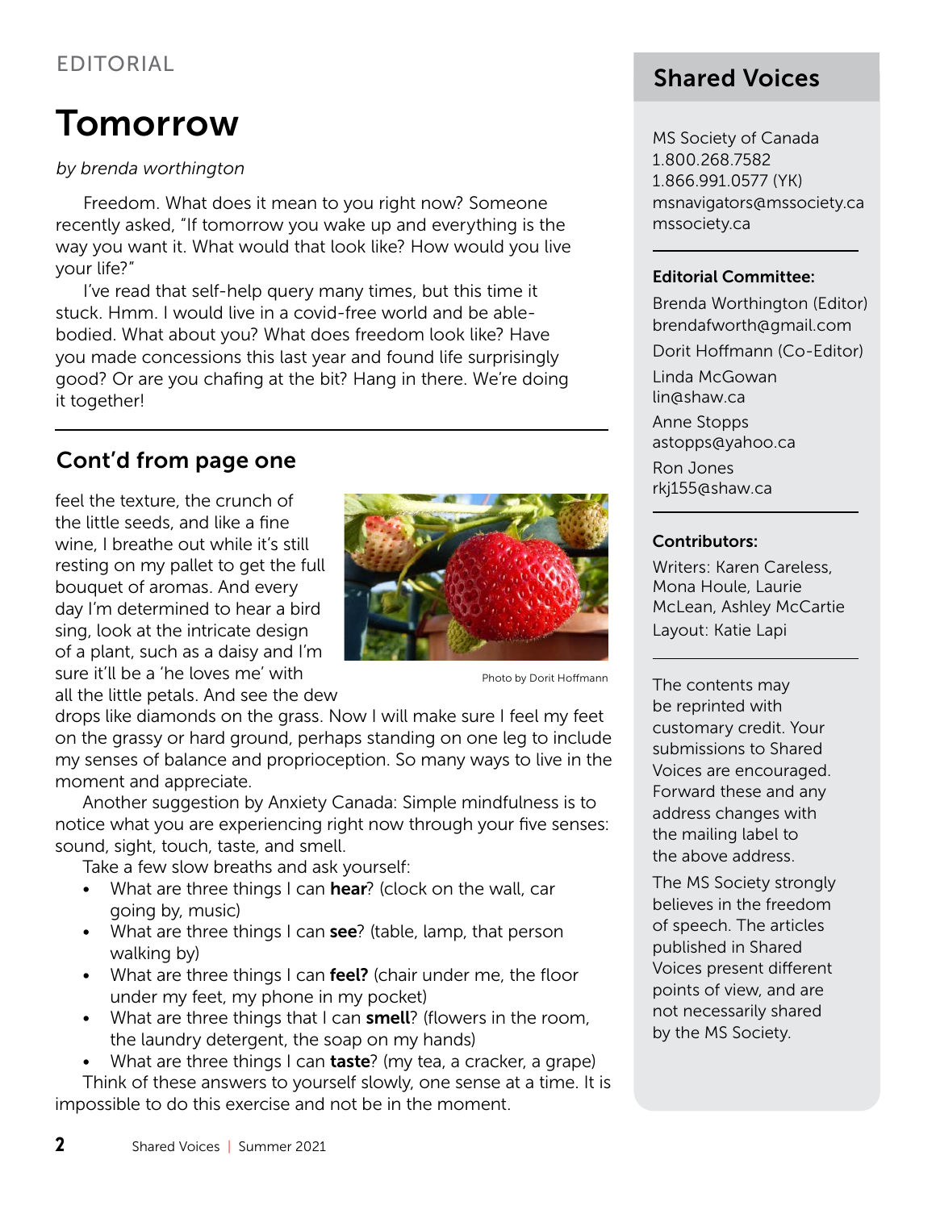EDITORIAL

# Tomorrow

*by brenda worthington*

Freedom. What does it mean to you right now? Someone recently asked, "If tomorrow you wake up and everything is the way you want it. What would that look like? How would you live your life?"

I've read that self-help query many times, but this time it stuck. Hmm. I would live in a covid-free world and be able-bodied. What about you? What does freedom look like? Have you made concessions this last year and found life surprisingly good? Or are you chafing at the bit? Hang in there. We're doing it together!

## Cont'd from page one

feel the texture, the crunch of the little seeds, and like a fine wine, I breathe out while it's still resting on my pallet to get the full bouquet of aromas. And every day I'm determined to hear a bird sing, look at the intricate design of a plant, such as a daisy and I'm sure it'll be a 'he loves me' with all the little petals. And see the dew drops like diamonds on the grass. Now I will make sure I feel my feet on the grassy or hard ground, perhaps standing on one leg to include my senses of balance and proprioception. So many ways to live in the moment and appreciate.

Photo by Dorit Hoffmann

Another suggestion by Anxiety Canada: Simple mindfulness is to notice what you are experiencing right now through your five senses: sound, sight, touch, taste, and smell.

Take a few slow breaths and ask yourself:

- What are three things I can **hear**? (clock on the wall, car going by, music)
- What are three things I can **see**? (table, lamp, that person walking by)
- What are three things I can **feel?** (chair under me, the floor under my feet, my phone in my pocket)
- What are three things that I can **smell**? (flowers in the room, the laundry detergent, the soap on my hands)
- What are three things I can **taste**? (my tea, a cracker, a grape)

Think of these answers to yourself slowly, one sense at a time. It is impossible to do this exercise and not be in the moment.

## Shared Voices

MS Society of Canada
1.800.268.7582
1.866.991.0577 (YK)
msnavigators@mssociety.ca
mssociety.ca

**Editorial Committee:**

Brenda Worthington (Editor)
brendafworth@gmail.com

Dorit Hoffmann (Co-Editor)

Linda McGowan
lin@shaw.ca

Anne Stopps
astopps@yahoo.ca

Ron Jones
rkj155@shaw.ca

**Contributors:**

Writers: Karen Careless, Mona Houle, Laurie McLean, Ashley McCartie

Layout: Katie Lapi

The contents may be reprinted with customary credit. Your submissions to Shared Voices are encouraged. Forward these and any address changes with the mailing label to the above address.

The MS Society strongly believes in the freedom of speech. The articles published in Shared Voices present different points of view, and are not necessarily shared by the MS Society.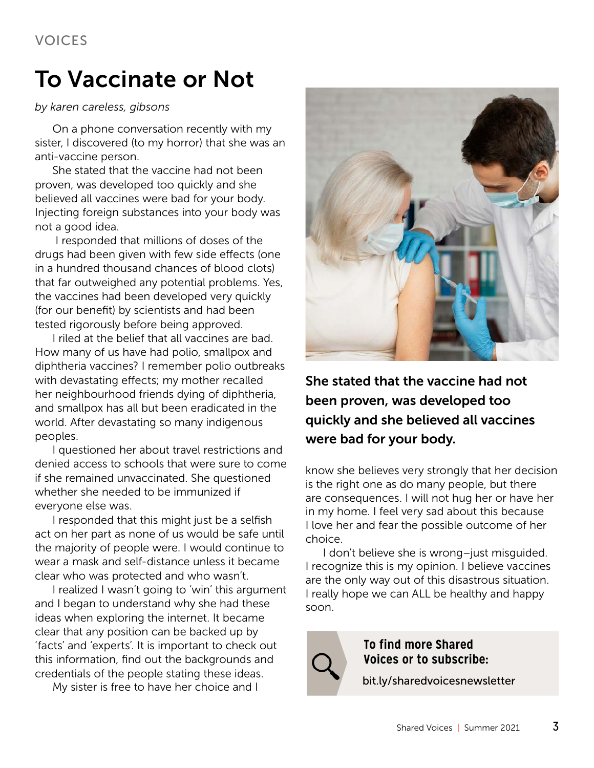VOICES

# To Vaccinate or Not

*by karen careless, gibsons*

On a phone conversation recently with my sister, I discovered (to my horror) that she was an anti-vaccine person.

She stated that the vaccine had not been proven, was developed too quickly and she believed all vaccines were bad for your body. Injecting foreign substances into your body was not a good idea.

I responded that millions of doses of the drugs had been given with few side effects (one in a hundred thousand chances of blood clots) that far outweighed any potential problems. Yes, the vaccines had been developed very quickly (for our benefit) by scientists and had been tested rigorously before being approved.

I riled at the belief that all vaccines are bad. How many of us have had polio, smallpox and diphtheria vaccines? I remember polio outbreaks with devastating effects; my mother recalled her neighbourhood friends dying of diphtheria, and smallpox has all but been eradicated in the world. After devastating so many indigenous peoples.

I questioned her about travel restrictions and denied access to schools that were sure to come if she remained unvaccinated. She questioned whether she needed to be immunized if everyone else was.

I responded that this might just be a selfish act on her part as none of us would be safe until the majority of people were. I would continue to wear a mask and self-distance unless it became clear who was protected and who wasn't.

I realized I wasn't going to 'win' this argument and I began to understand why she had these ideas when exploring the internet. It became clear that any position can be backed up by 'facts' and 'experts'. It is important to check out this information, find out the backgrounds and credentials of the people stating these ideas.

**She stated that the vaccine had not been proven, was developed too quickly and she believed all vaccines were bad for your body.**

My sister is free to have her choice and I know she believes very strongly that her decision is the right one as do many people, but there are consequences. I will not hug her or have her in my home. I feel very sad about this because I love her and fear the possible outcome of her choice.

I don't believe she is wrong–just misguided. I recognize this is my opinion. I believe vaccines are the only way out of this disastrous situation. I really hope we can ALL be healthy and happy soon.

**To find more Shared Voices or to subscribe:**

bit.ly/sharedvoicesnewsletter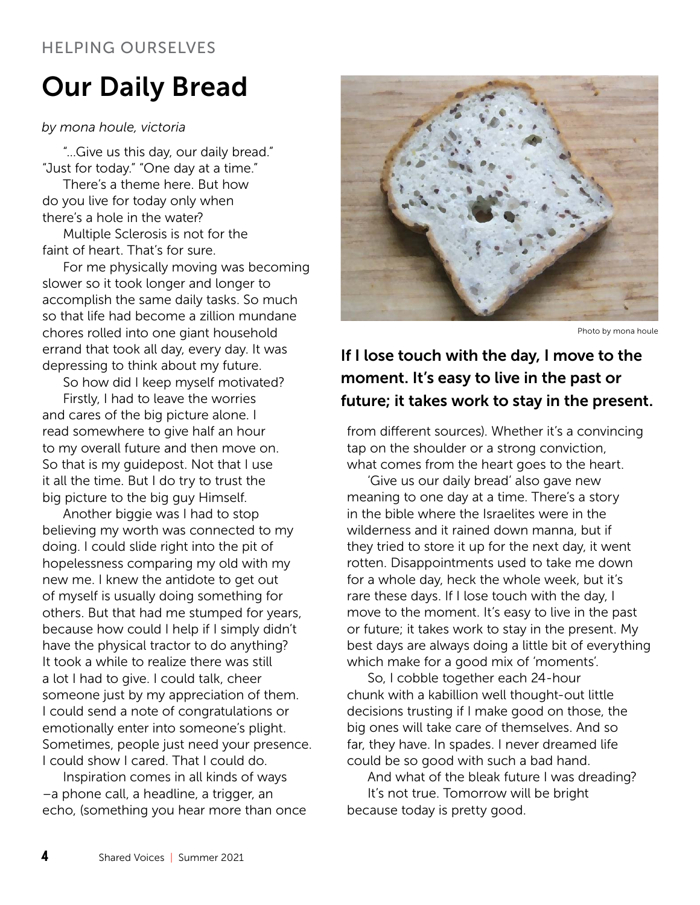HELPING OURSELVES

# Our Daily Bread

*by mona houle, victoria*

"...Give us this day, our daily bread." "Just for today." "One day at a time."

There's a theme here. But how do you live for today only when there's a hole in the water?

Multiple Sclerosis is not for the faint of heart. That's for sure.

For me physically moving was becoming slower so it took longer and longer to accomplish the same daily tasks. So much so that life had become a zillion mundane chores rolled into one giant household errand that took all day, every day. It was depressing to think about my future.

So how did I keep myself motivated?

Firstly, I had to leave the worries and cares of the big picture alone. I read somewhere to give half an hour to my overall future and then move on. So that is my guidepost. Not that I use it all the time. But I do try to trust the big picture to the big guy Himself.

Another biggie was I had to stop believing my worth was connected to my doing. I could slide right into the pit of hopelessness comparing my old with my new me. I knew the antidote to get out of myself is usually doing something for others. But that had me stumped for years, because how could I help if I simply didn't have the physical tractor to do anything? It took a while to realize there was still a lot I had to give. I could talk, cheer someone just by my appreciation of them. I could send a note of congratulations or emotionally enter into someone's plight. Sometimes, people just need your presence. I could show I cared. That I could do.

Inspiration comes in all kinds of ways −a phone call, a headline, a trigger, an echo, (something you hear more than once from different sources). Whether it's a convincing tap on the shoulder or a strong conviction, what comes from the heart goes to the heart.

Photo by mona houle

**If I lose touch with the day, I move to the moment. It's easy to live in the past or future; it takes work to stay in the present.**

'Give us our daily bread' also gave new meaning to one day at a time. There's a story in the bible where the Israelites were in the wilderness and it rained down manna, but if they tried to store it up for the next day, it went rotten. Disappointments used to take me down for a whole day, heck the whole week, but it's rare these days. If I lose touch with the day, I move to the moment. It's easy to live in the past or future; it takes work to stay in the present. My best days are always doing a little bit of everything which make for a good mix of 'moments'.

So, I cobble together each 24-hour chunk with a kabillion well thought-out little decisions trusting if I make good on those, the big ones will take care of themselves. And so far, they have. In spades. I never dreamed life could be so good with such a bad hand.

And what of the bleak future I was dreading?

It's not true. Tomorrow will be bright because today is pretty good.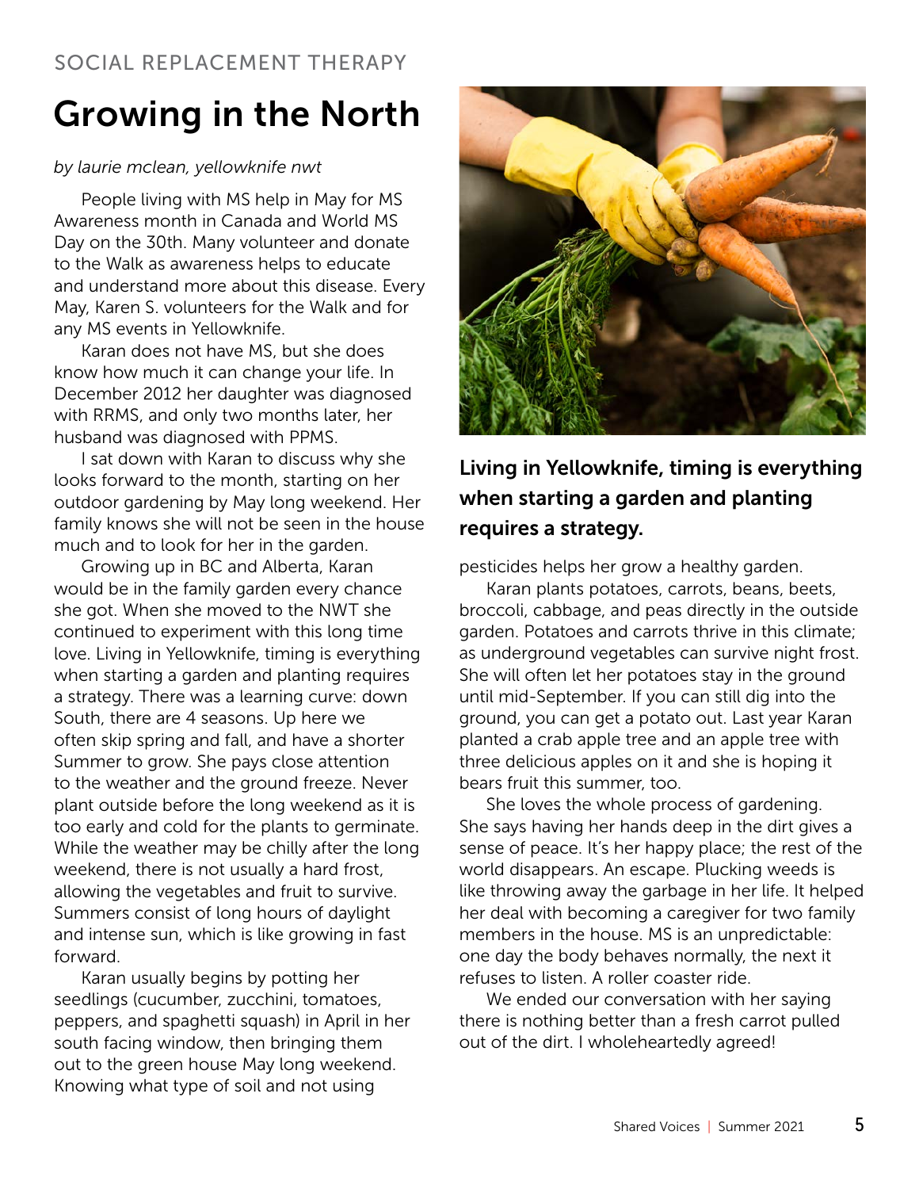SOCIAL REPLACEMENT THERAPY

# Growing in the North

*by laurie mclean, yellowknife nwt*

People living with MS help in May for MS Awareness month in Canada and World MS Day on the 30th. Many volunteer and donate to the Walk as awareness helps to educate and understand more about this disease. Every May, Karen S. volunteers for the Walk and for any MS events in Yellowknife.

Karan does not have MS, but she does know how much it can change your life. In December 2012 her daughter was diagnosed with RRMS, and only two months later, her husband was diagnosed with PPMS.

I sat down with Karan to discuss why she looks forward to the month, starting on her outdoor gardening by May long weekend. Her family knows she will not be seen in the house much and to look for her in the garden.

Growing up in BC and Alberta, Karan would be in the family garden every chance she got. When she moved to the NWT she continued to experiment with this long time love. Living in Yellowknife, timing is everything when starting a garden and planting requires a strategy. There was a learning curve: down South, there are 4 seasons. Up here we often skip spring and fall, and have a shorter Summer to grow. She pays close attention to the weather and the ground freeze. Never plant outside before the long weekend as it is too early and cold for the plants to germinate. While the weather may be chilly after the long weekend, there is not usually a hard frost, allowing the vegetables and fruit to survive. Summers consist of long hours of daylight and intense sun, which is like growing in fast forward.

Karan usually begins by potting her seedlings (cucumber, zucchini, tomatoes, peppers, and spaghetti squash) in April in her south facing window, then bringing them out to the green house May long weekend. Knowing what type of soil and not using pesticides helps her grow a healthy garden.

**Living in Yellowknife, timing is everything when starting a garden and planting requires a strategy.**

Karan plants potatoes, carrots, beans, beets, broccoli, cabbage, and peas directly in the outside garden. Potatoes and carrots thrive in this climate; as underground vegetables can survive night frost. She will often let her potatoes stay in the ground until mid-September. If you can still dig into the ground, you can get a potato out. Last year Karan planted a crab apple tree and an apple tree with three delicious apples on it and she is hoping it bears fruit this summer, too.

She loves the whole process of gardening. She says having her hands deep in the dirt gives a sense of peace. It's her happy place; the rest of the world disappears. An escape. Plucking weeds is like throwing away the garbage in her life. It helped her deal with becoming a caregiver for two family members in the house. MS is an unpredictable: one day the body behaves normally, the next it refuses to listen. A roller coaster ride.

We ended our conversation with her saying there is nothing better than a fresh carrot pulled out of the dirt. I wholeheartedly agreed!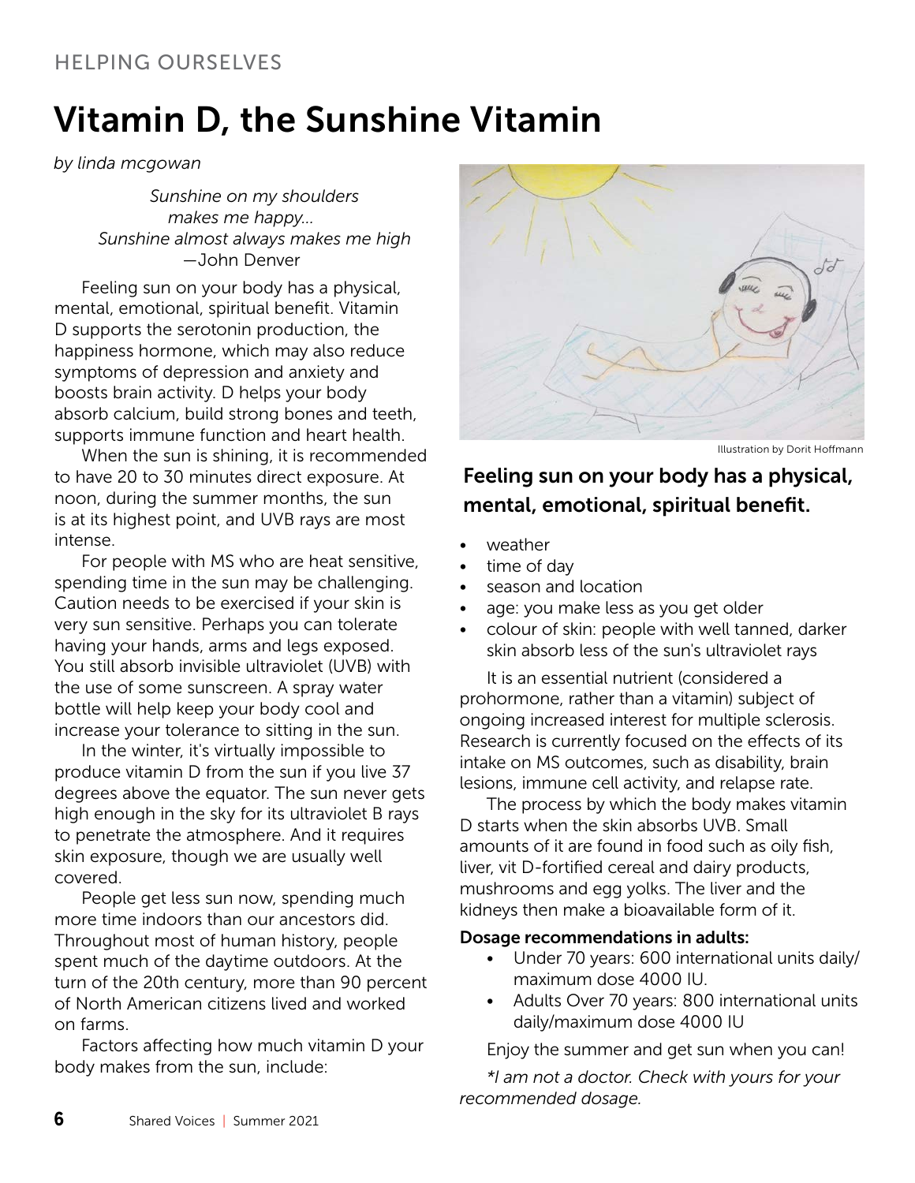HELPING OURSELVES

# Vitamin D, the Sunshine Vitamin

*by linda mcgowan*

*Sunshine on my shoulders*
*makes me happy...*
*Sunshine almost always makes me high*
—John Denver

Feeling sun on your body has a physical, mental, emotional, spiritual benefit. Vitamin D supports the serotonin production, the happiness hormone, which may also reduce symptoms of depression and anxiety and boosts brain activity. D helps your body absorb calcium, build strong bones and teeth, supports immune function and heart health.

When the sun is shining, it is recommended to have 20 to 30 minutes direct exposure. At noon, during the summer months, the sun is at its highest point, and UVB rays are most intense.

For people with MS who are heat sensitive, spending time in the sun may be challenging. Caution needs to be exercised if your skin is very sun sensitive. Perhaps you can tolerate having your hands, arms and legs exposed. You still absorb invisible ultraviolet (UVB) with the use of some sunscreen. A spray water bottle will help keep your body cool and increase your tolerance to sitting in the sun.

In the winter, it's virtually impossible to produce vitamin D from the sun if you live 37 degrees above the equator. The sun never gets high enough in the sky for its ultraviolet B rays to penetrate the atmosphere. And it requires skin exposure, though we are usually well covered.

People get less sun now, spending much more time indoors than our ancestors did. Throughout most of human history, people spent much of the daytime outdoors. At the turn of the 20th century, more than 90 percent of North American citizens lived and worked on farms.

Factors affecting how much vitamin D your body makes from the sun, include:

Illustration by Dorit Hoffmann

**Feeling sun on your body has a physical, mental, emotional, spiritual benefit.**

- weather
- time of day
- season and location
- age: you make less as you get older
- colour of skin: people with well tanned, darker skin absorb less of the sun's ultraviolet rays

It is an essential nutrient (considered a prohormone, rather than a vitamin) subject of ongoing increased interest for multiple sclerosis. Research is currently focused on the effects of its intake on MS outcomes, such as disability, brain lesions, immune cell activity, and relapse rate.

The process by which the body makes vitamin D starts when the skin absorbs UVB. Small amounts of it are found in food such as oily fish, liver, vit D-fortified cereal and dairy products, mushrooms and egg yolks. The liver and the kidneys then make a bioavailable form of it.

**Dosage recommendations in adults:**

- Under 70 years: 600 international units daily/ maximum dose 4000 IU.
- Adults Over 70 years: 800 international units daily/maximum dose 4000 IU

Enjoy the summer and get sun when you can!

*\*I am not a doctor. Check with yours for your recommended dosage.*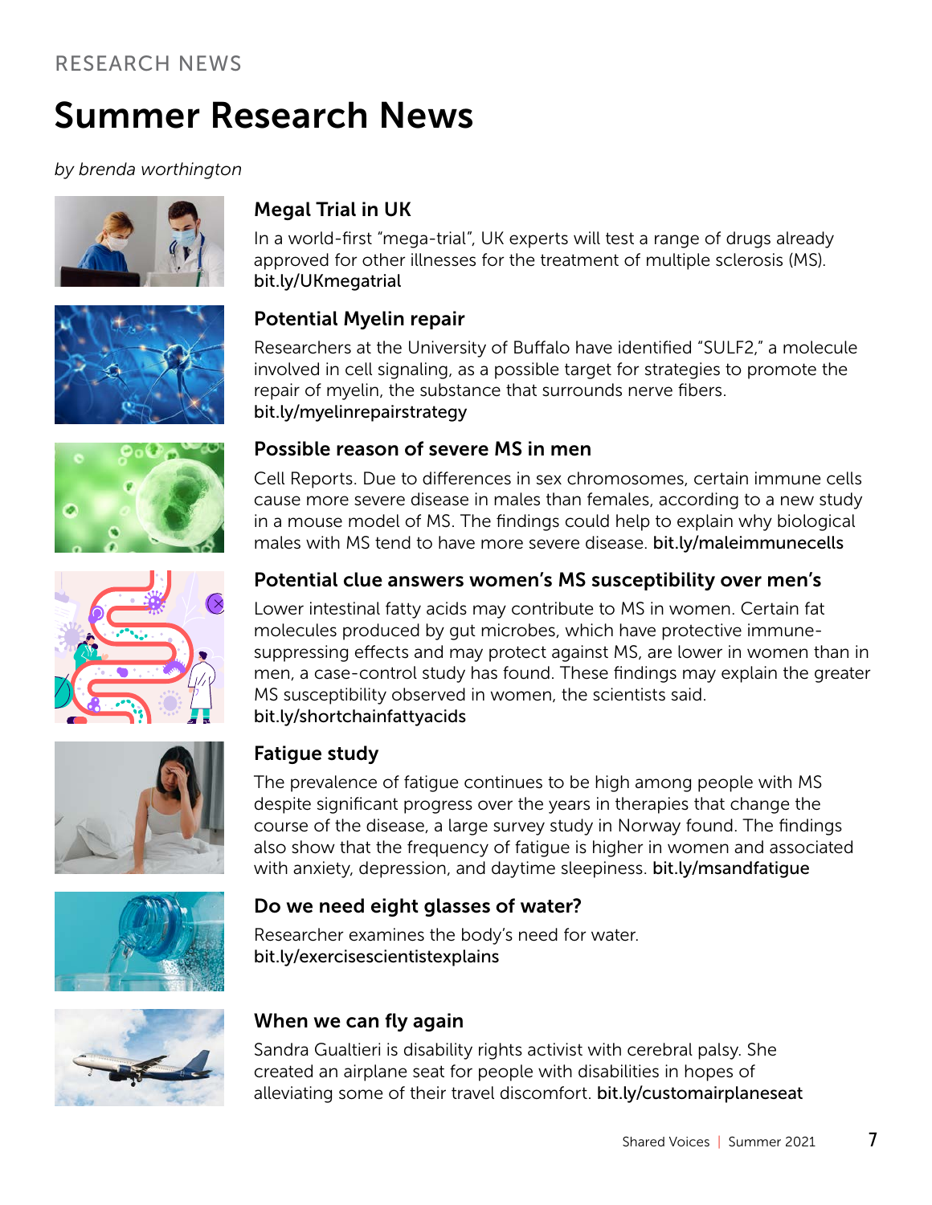RESEARCH NEWS

# Summer Research News

*by brenda worthington*

### Megal Trial in UK

In a world-first "mega-trial", UK experts will test a range of drugs already approved for other illnesses for the treatment of multiple sclerosis (MS). bit.ly/UKmegatrial

### Potential Myelin repair

Researchers at the University of Buffalo have identified "SULF2," a molecule involved in cell signaling, as a possible target for strategies to promote the repair of myelin, the substance that surrounds nerve fibers. bit.ly/myelinrepairstrategy

### Possible reason of severe MS in men

Cell Reports. Due to differences in sex chromosomes, certain immune cells cause more severe disease in males than females, according to a new study in a mouse model of MS. The findings could help to explain why biological males with MS tend to have more severe disease. bit.ly/maleimmunecells

### Potential clue answers women's MS susceptibility over men's

Lower intestinal fatty acids may contribute to MS in women. Certain fat molecules produced by gut microbes, which have protective immune-suppressing effects and may protect against MS, are lower in women than in men, a case-control study has found. These findings may explain the greater MS susceptibility observed in women, the scientists said. bit.ly/shortchainfattyacids

### Fatigue study

The prevalence of fatigue continues to be high among people with MS despite significant progress over the years in therapies that change the course of the disease, a large survey study in Norway found. The findings also show that the frequency of fatigue is higher in women and associated with anxiety, depression, and daytime sleepiness. bit.ly/msandfatigue

### Do we need eight glasses of water?

Researcher examines the body's need for water. bit.ly/exercisescientistexplains

### When we can fly again

Sandra Gualtieri is disability rights activist with cerebral palsy. She created an airplane seat for people with disabilities in hopes of alleviating some of their travel discomfort. bit.ly/customairplaneseat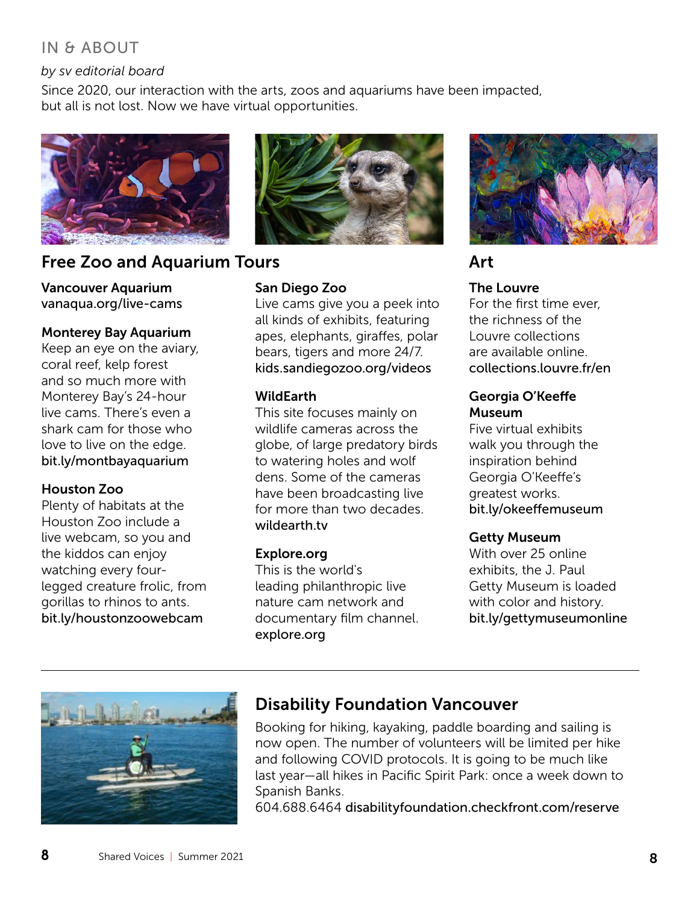IN & ABOUT

*by sv editorial board*

Since 2020, our interaction with the arts, zoos and aquariums have been impacted, but all is not lost. Now we have virtual opportunities.

## Free Zoo and Aquarium Tours

**Vancouver Aquarium**
vanaqua.org/live-cams

**Monterey Bay Aquarium**
Keep an eye on the aviary, coral reef, kelp forest and so much more with Monterey Bay's 24-hour live cams. There's even a shark cam for those who love to live on the edge.
bit.ly/montbayaquarium

**Houston Zoo**
Plenty of habitats at the Houston Zoo include a live webcam, so you and the kiddos can enjoy watching every four-legged creature frolic, from gorillas to rhinos to ants.
bit.ly/houstonzoowebcam

**San Diego Zoo**
Live cams give you a peek into all kinds of exhibits, featuring apes, elephants, giraffes, polar bears, tigers and more 24/7.
kids.sandiegozoo.org/videos

**WildEarth**
This site focuses mainly on wildlife cameras across the globe, of large predatory birds to watering holes and wolf dens. Some of the cameras have been broadcasting live for more than two decades.
wildearth.tv

**Explore.org**
This is the world's leading philanthropic live nature cam network and documentary film channel.
explore.org

## Art

**The Louvre**
For the first time ever, the richness of the Louvre collections are available online.
collections.louvre.fr/en

**Georgia O'Keeffe Museum**
Five virtual exhibits walk you through the inspiration behind Georgia O'Keeffe's greatest works.
bit.ly/okeeffemuseum

**Getty Museum**
With over 25 online exhibits, the J. Paul Getty Museum is loaded with color and history.
bit.ly/gettymuseumonline

---

## Disability Foundation Vancouver

Booking for hiking, kayaking, paddle boarding and sailing is now open. The number of volunteers will be limited per hike and following COVID protocols. It is going to be much like last year—all hikes in Pacific Spirit Park: once a week down to Spanish Banks.
604.688.6464 disabilityfoundation.checkfront.com/reserve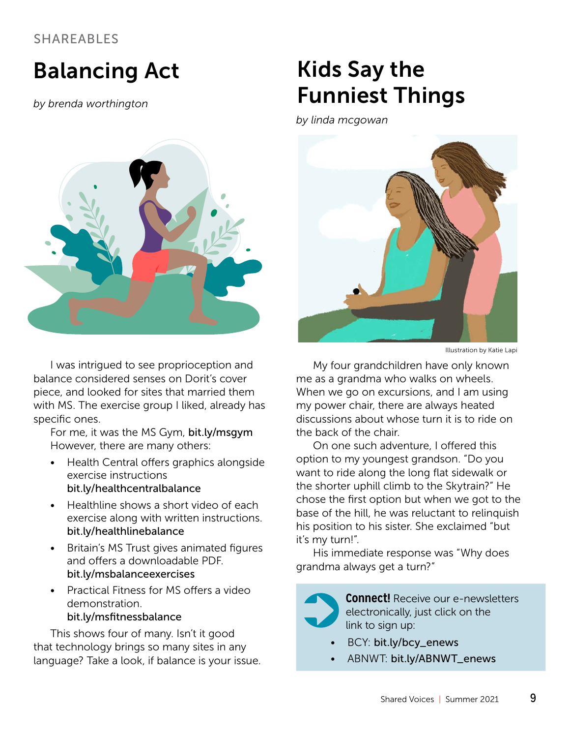SHAREABLES

# Balancing Act

*by brenda worthington*

I was intrigued to see proprioception and balance considered senses on Dorit's cover piece, and looked for sites that married them with MS. The exercise group I liked, already has specific ones.

For me, it was the MS Gym, **bit.ly/msgym** However, there are many others:

- Health Central offers graphics alongside exercise instructions **bit.ly/healthcentralbalance**
- Healthline shows a short video of each exercise along with written instructions. **bit.ly/healthlinebalance**
- Britain's MS Trust gives animated figures and offers a downloadable PDF. **bit.ly/msbalanceexercises**
- Practical Fitness for MS offers a video demonstration. **bit.ly/msfitnessbalance**

This shows four of many. Isn't it good that technology brings so many sites in any language? Take a look, if balance is your issue.

# Kids Say the Funniest Things

*by linda mcgowan*

Illustration by Katie Lapi

My four grandchildren have only known me as a grandma who walks on wheels. When we go on excursions, and I am using my power chair, there are always heated discussions about whose turn it is to ride on the back of the chair.

On one such adventure, I offered this option to my youngest grandson. "Do you want to ride along the long flat sidewalk or the shorter uphill climb to the Skytrain?" He chose the first option but when we got to the base of the hill, he was reluctant to relinquish his position to his sister. She exclaimed "but it's my turn!".

His immediate response was "Why does grandma always get a turn?"

**Connect!** Receive our e-newsletters electronically, just click on the link to sign up:

- BCY: **bit.ly/bcy_enews**
- ABNWT: **bit.ly/ABNWT_enews**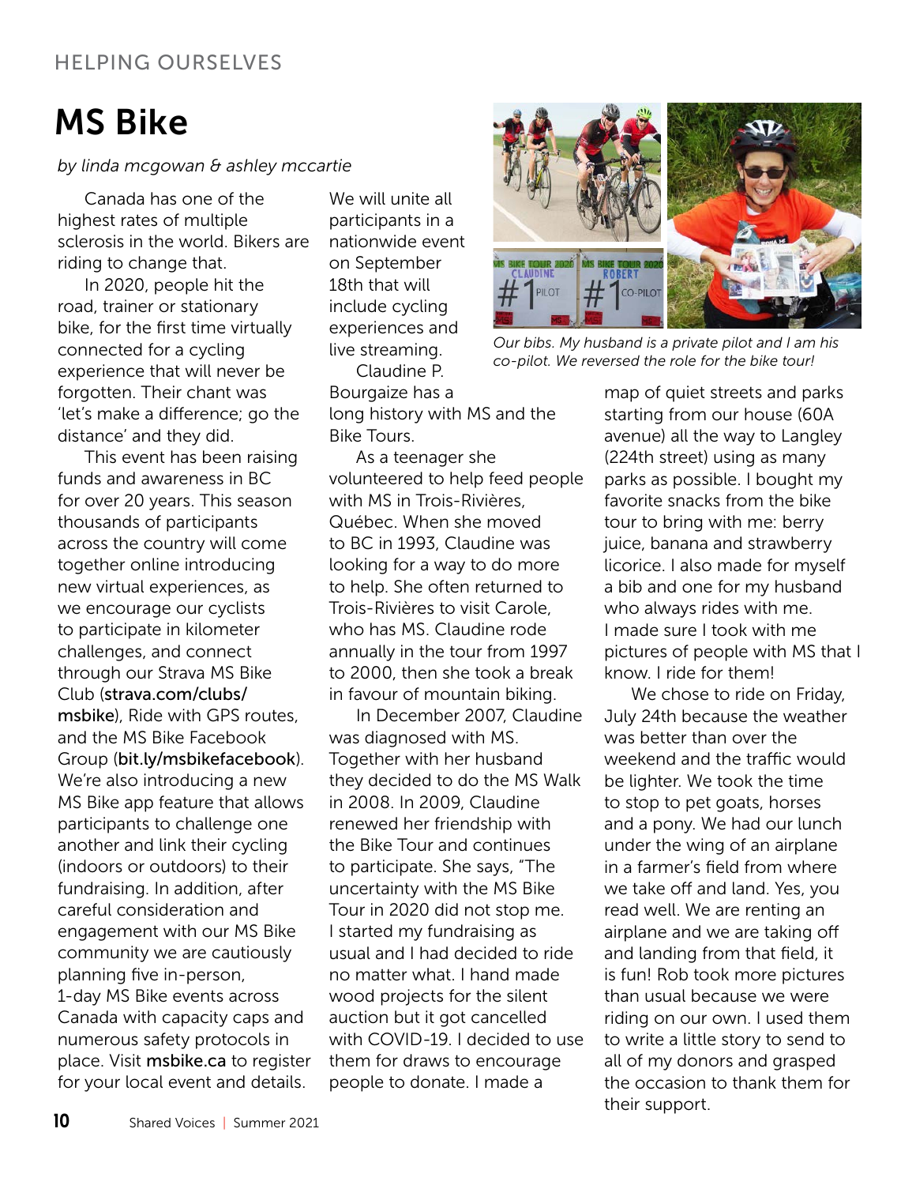# MS Bike

*by linda mcgowan & ashley mccartie*

Canada has one of the highest rates of multiple sclerosis in the world. Bikers are riding to change that.

In 2020, people hit the road, trainer or stationary bike, for the first time virtually connected for a cycling experience that will never be forgotten. Their chant was 'let's make a difference; go the distance' and they did.

This event has been raising funds and awareness in BC for over 20 years. This season thousands of participants across the country will come together online introducing new virtual experiences, as we encourage our cyclists to participate in kilometer challenges, and connect through our Strava MS Bike Club (**strava.com/clubs/msbike**), Ride with GPS routes, and the MS Bike Facebook Group (**bit.ly/msbikefacebook**). We're also introducing a new MS Bike app feature that allows participants to challenge one another and link their cycling (indoors or outdoors) to their fundraising. In addition, after careful consideration and engagement with our MS Bike community we are cautiously planning five in-person, 1-day MS Bike events across Canada with capacity caps and numerous safety protocols in place. Visit **msbike.ca** to register for your local event and details. We will unite all participants in a nationwide event on September 18th that will include cycling experiences and live streaming.

Claudine P. Bourgaize has a long history with MS and the Bike Tours.

As a teenager she volunteered to help feed people with MS in Trois-Rivières, Québec. When she moved to BC in 1993, Claudine was looking for a way to do more to help. She often returned to Trois-Rivières to visit Carole, who has MS. Claudine rode annually in the tour from 1997 to 2000, then she took a break in favour of mountain biking.

In December 2007, Claudine was diagnosed with MS. Together with her husband they decided to do the MS Walk in 2008. In 2009, Claudine renewed her friendship with the Bike Tour and continues to participate. She says, "The uncertainty with the MS Bike Tour in 2020 did not stop me. I started my fundraising as usual and I had decided to ride no matter what. I hand made wood projects for the silent auction but it got cancelled with COVID-19. I decided to use them for draws to encourage people to donate. I made a map of quiet streets and parks starting from our house (60A avenue) all the way to Langley (224th street) using as many parks as possible. I bought my favorite snacks from the bike tour to bring with me: berry juice, banana and strawberry licorice. I also made for myself a bib and one for my husband who always rides with me. I made sure I took with me pictures of people with MS that I know. I ride for them!

*Our bibs. My husband is a private pilot and I am his co-pilot. We reversed the role for the bike tour!*

We chose to ride on Friday, July 24th because the weather was better than over the weekend and the traffic would be lighter. We took the time to stop to pet goats, horses and a pony. We had our lunch under the wing of an airplane in a farmer's field from where we take off and land. Yes, you read well. We are renting an airplane and we are taking off and landing from that field, it is fun! Rob took more pictures than usual because we were riding on our own. I used them to write a little story to send to all of my donors and grasped the occasion to thank them for their support.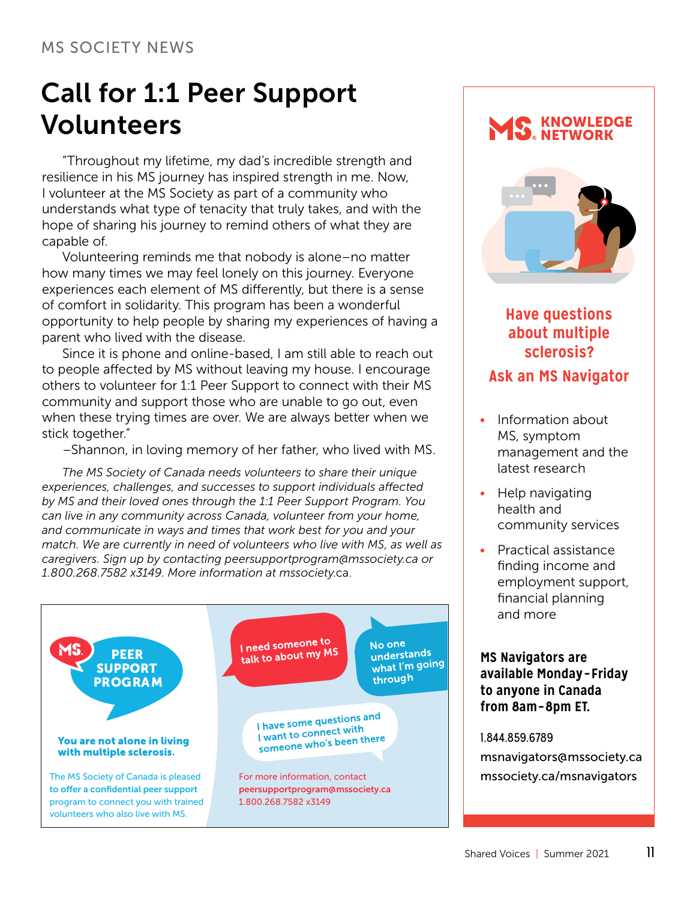MS SOCIETY NEWS

# Call for 1:1 Peer Support Volunteers

"Throughout my lifetime, my dad's incredible strength and resilience in his MS journey has inspired strength in me. Now, I volunteer at the MS Society as part of a community who understands what type of tenacity that truly takes, and with the hope of sharing his journey to remind others of what they are capable of.

Volunteering reminds me that nobody is alone–no matter how many times we may feel lonely on this journey. Everyone experiences each element of MS differently, but there is a sense of comfort in solidarity. This program has been a wonderful opportunity to help people by sharing my experiences of having a parent who lived with the disease.

Since it is phone and online-based, I am still able to reach out to people affected by MS without leaving my house. I encourage others to volunteer for 1:1 Peer Support to connect with their MS community and support those who are unable to go out, even when these trying times are over. We are always better when we stick together."

–Shannon, in loving memory of her father, who lived with MS.

*The MS Society of Canada needs volunteers to share their unique experiences, challenges, and successes to support individuals affected by MS and their loved ones through the 1:1 Peer Support Program. You can live in any community across Canada, volunteer from your home, and communicate in ways and times that work best for you and your match. We are currently in need of volunteers who live with MS, as well as caregivers. Sign up by contacting peersupportprogram@mssociety.ca or 1.800.268.7582 x3149. More information at mssociety.ca.*

## MS PEER SUPPORT PROGRAM

I need someone to talk to about my MS

No one understands what I'm going through

I have some questions and I want to connect with someone who's been there

**You are not alone in living with multiple sclerosis.**

The MS Society of Canada is pleased to offer a confidential peer support program to connect you with trained volunteers who also live with MS.

For more information, contact
**peersupportprogram@mssociety.ca**
1.800.268.7582 x3149

## MS KNOWLEDGE NETWORK

### Have questions about multiple sclerosis?

### Ask an MS Navigator

- Information about MS, symptom management and the latest research
- Help navigating health and community services
- Practical assistance finding income and employment support, financial planning and more

**MS Navigators are available Monday-Friday to anyone in Canada from 8am-8pm ET.**

1.844.859.6789
msnavigators@mssociety.ca
mssociety.ca/msnavigators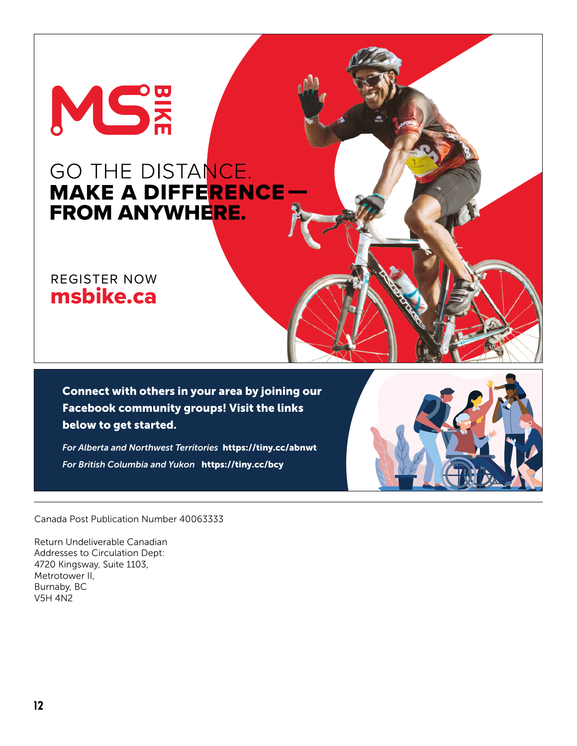MS BIKE

GO THE DISTANCE.
**MAKE A DIFFERENCE— FROM ANYWHERE.**

REGISTER NOW
**msbike.ca**

**Connect with others in your area by joining our Facebook community groups! Visit the links below to get started.**

*For Alberta and Northwest Territories* **https://tiny.cc/abnwt**

*For British Columbia and Yukon* **https://tiny.cc/bcy**

Canada Post Publication Number 40063333

Return Undeliverable Canadian
Addresses to Circulation Dept:
4720 Kingsway, Suite 1103,
Metrotower II,
Burnaby, BC
V5H 4N2